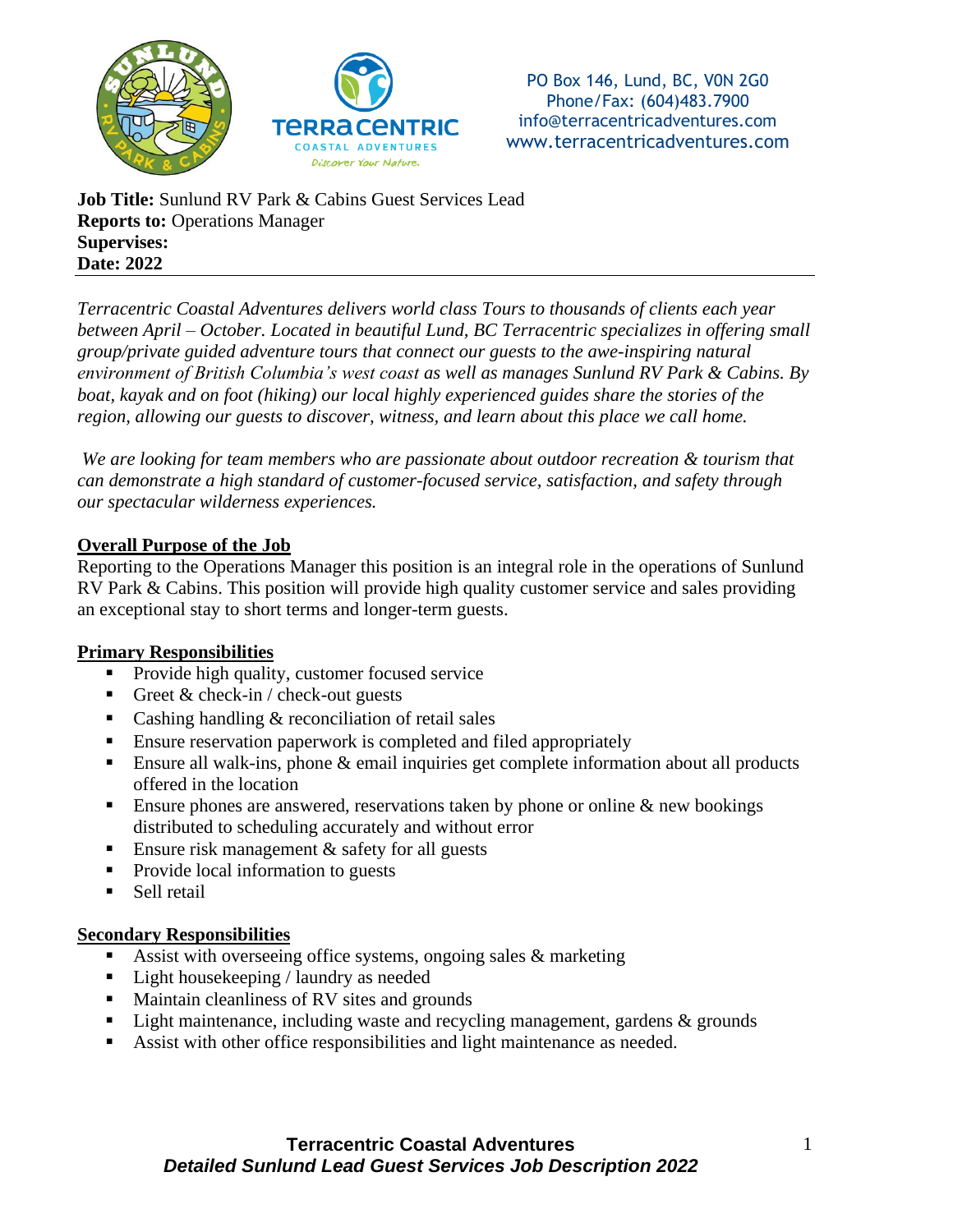PO Box 146, Lund, BC, V0N 2G0
Phone/Fax: (604)483.7900
info@terracentricadventures.com
www.terracentricadventures.com

**Job Title:** Sunlund RV Park & Cabins Guest Services Lead
**Reports to:** Operations Manager
**Supervises:**
**Date: 2022**

---

*Terracentric Coastal Adventures delivers world class Tours to thousands of clients each year between April – October. Located in beautiful Lund, BC Terracentric specializes in offering small group/private guided adventure tours that connect our guests to the awe-inspiring natural environment of British Columbia's west coast as well as manages Sunlund RV Park & Cabins. By boat, kayak and on foot (hiking) our local highly experienced guides share the stories of the region, allowing our guests to discover, witness, and learn about this place we call home.*

*We are looking for team members who are passionate about outdoor recreation & tourism that can demonstrate a high standard of customer-focused service, satisfaction, and safety through our spectacular wilderness experiences.*

## Overall Purpose of the Job

Reporting to the Operations Manager this position is an integral role in the operations of Sunlund RV Park & Cabins. This position will provide high quality customer service and sales providing an exceptional stay to short terms and longer-term guests.

## Primary Responsibilities

- Provide high quality, customer focused service
- Greet & check-in / check-out guests
- Cashing handling & reconciliation of retail sales
- Ensure reservation paperwork is completed and filed appropriately
- Ensure all walk-ins, phone & email inquiries get complete information about all products offered in the location
- Ensure phones are answered, reservations taken by phone or online & new bookings distributed to scheduling accurately and without error
- Ensure risk management & safety for all guests
- Provide local information to guests
- Sell retail

## Secondary Responsibilities

- Assist with overseeing office systems, ongoing sales & marketing
- Light housekeeping / laundry as needed
- Maintain cleanliness of RV sites and grounds
- Light maintenance, including waste and recycling management, gardens & grounds
- Assist with other office responsibilities and light maintenance as needed.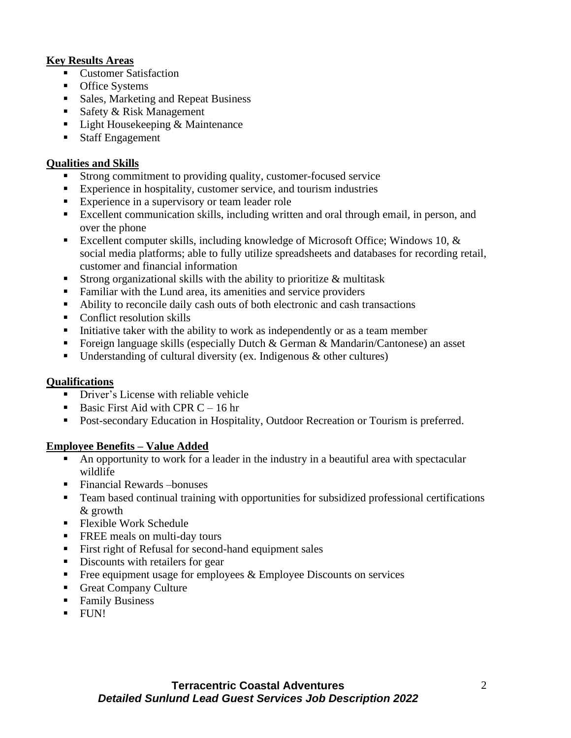**Key Results Areas**

- Customer Satisfaction
- Office Systems
- Sales, Marketing and Repeat Business
- Safety & Risk Management
- Light Housekeeping & Maintenance
- Staff Engagement

**Qualities and Skills**

- Strong commitment to providing quality, customer-focused service
- Experience in hospitality, customer service, and tourism industries
- Experience in a supervisory or team leader role
- Excellent communication skills, including written and oral through email, in person, and over the phone
- Excellent computer skills, including knowledge of Microsoft Office; Windows 10, & social media platforms; able to fully utilize spreadsheets and databases for recording retail, customer and financial information
- Strong organizational skills with the ability to prioritize & multitask
- Familiar with the Lund area, its amenities and service providers
- Ability to reconcile daily cash outs of both electronic and cash transactions
- Conflict resolution skills
- Initiative taker with the ability to work as independently or as a team member
- Foreign language skills (especially Dutch & German & Mandarin/Cantonese) an asset
- Understanding of cultural diversity (ex. Indigenous & other cultures)

**Qualifications**

- Driver's License with reliable vehicle
- Basic First Aid with CPR C – 16 hr
- Post-secondary Education in Hospitality, Outdoor Recreation or Tourism is preferred.

**Employee Benefits – Value Added**

- An opportunity to work for a leader in the industry in a beautiful area with spectacular wildlife
- Financial Rewards –bonuses
- Team based continual training with opportunities for subsidized professional certifications & growth
- Flexible Work Schedule
- FREE meals on multi-day tours
- First right of Refusal for second-hand equipment sales
- Discounts with retailers for gear
- Free equipment usage for employees & Employee Discounts on services
- Great Company Culture
- Family Business
- FUN!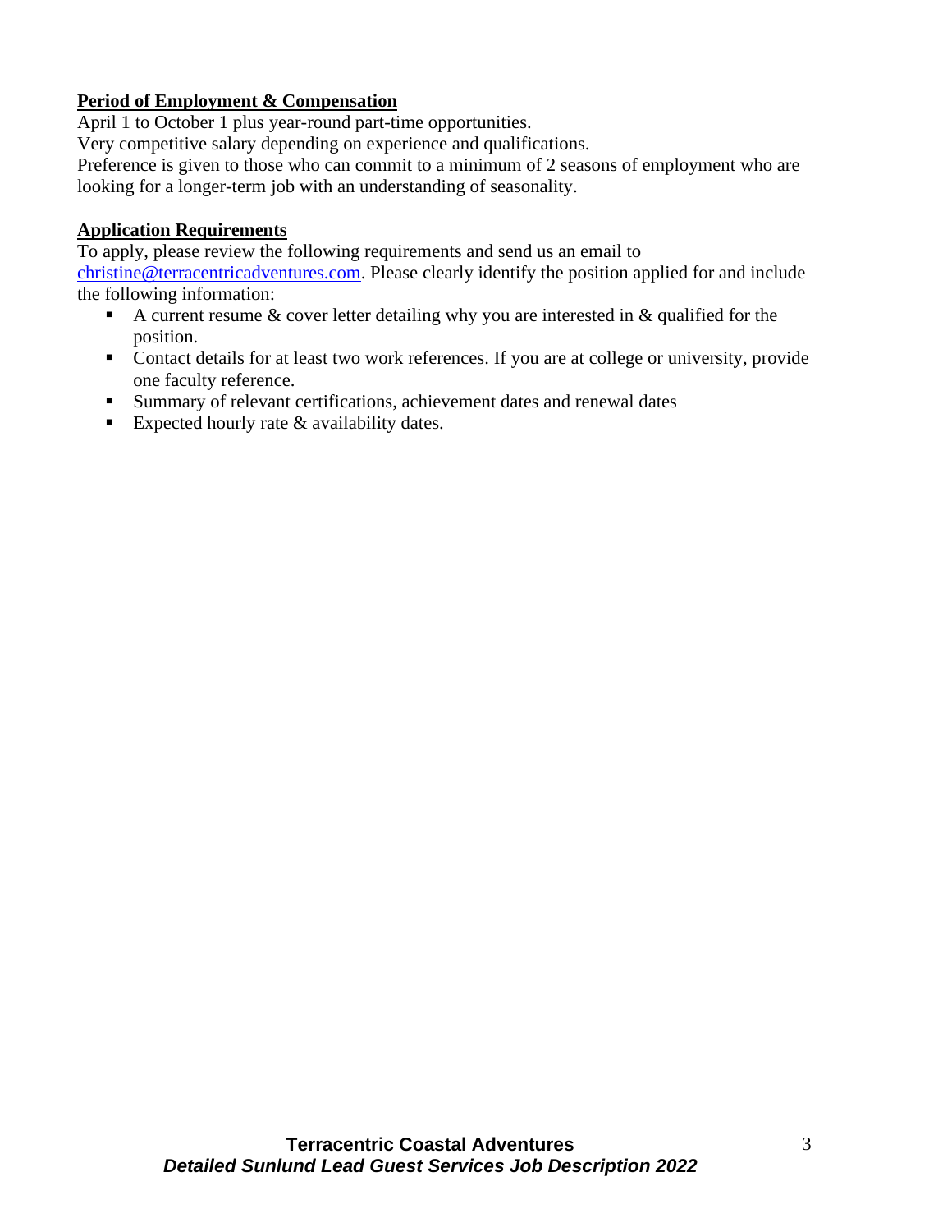**Period of Employment & Compensation**

April 1 to October 1 plus year-round part-time opportunities.
Very competitive salary depending on experience and qualifications.
Preference is given to those who can commit to a minimum of 2 seasons of employment who are looking for a longer-term job with an understanding of seasonality.

**Application Requirements**

To apply, please review the following requirements and send us an email to christine@terracentricadventures.com. Please clearly identify the position applied for and include the following information:

- A current resume & cover letter detailing why you are interested in & qualified for the position.
- Contact details for at least two work references. If you are at college or university, provide one faculty reference.
- Summary of relevant certifications, achievement dates and renewal dates
- Expected hourly rate & availability dates.